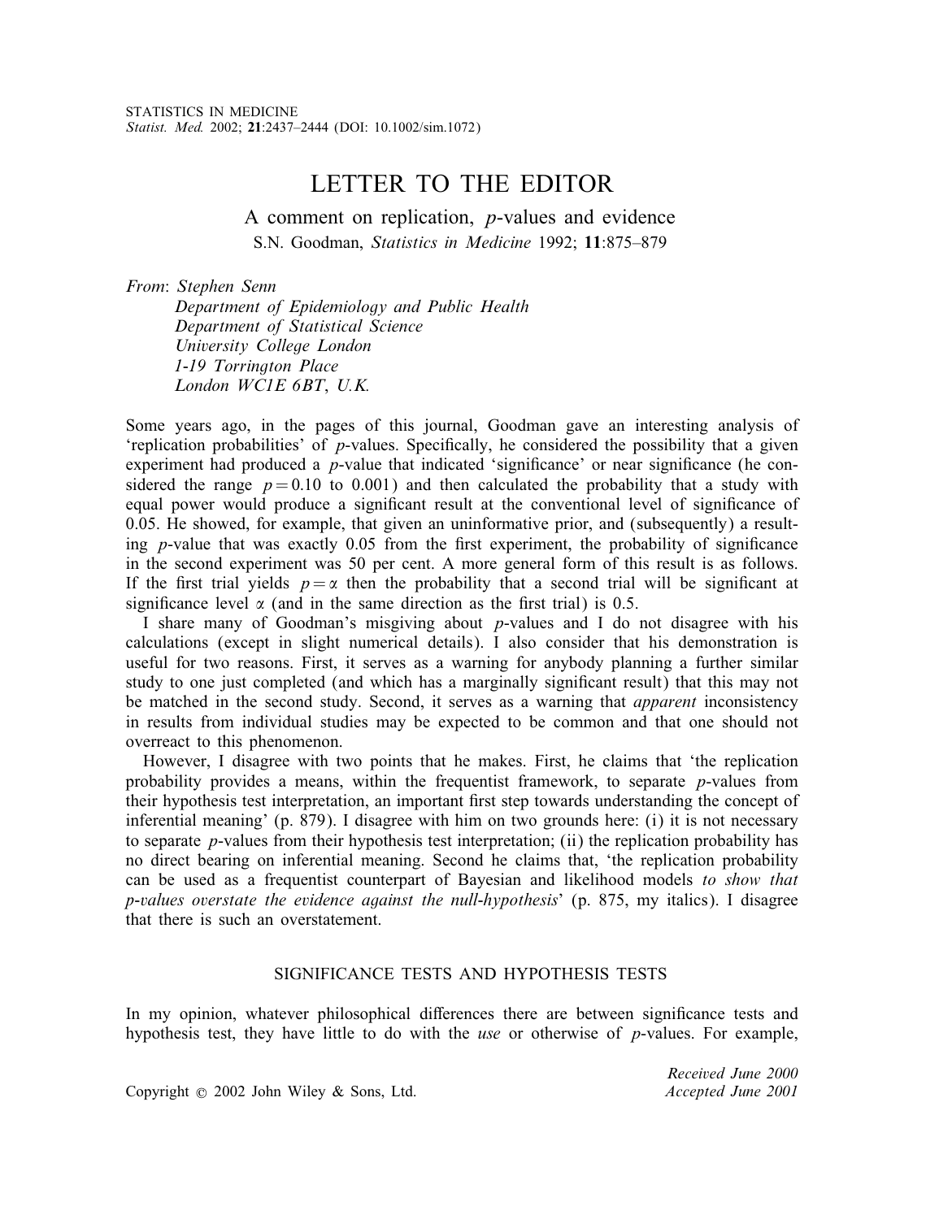# LETTER TO THE EDITOR

## A comment on replication, *p*-values and evidence

S.N. Goodman, *Statistics in Medicine* 1992; **11**:875–879

*From*: *Stephen Senn*
*Department of Epidemiology and Public Health*
*Department of Statistical Science*
*University College London*
*1-19 Torrington Place*
*London WC1E 6BT*, *U.K.*

Some years ago, in the pages of this journal, Goodman gave an interesting analysis of 'replication probabilities' of *p*-values. Specifically, he considered the possibility that a given experiment had produced a *p*-value that indicated 'significance' or near significance (he considered the range $p = 0.10$ to 0.001) and then calculated the probability that a study with equal power would produce a significant result at the conventional level of significance of 0.05. He showed, for example, that given an uninformative prior, and (subsequently) a resulting *p*-value that was exactly 0.05 from the first experiment, the probability of significance in the second experiment was 50 per cent. A more general form of this result is as follows. If the first trial yields $p = \alpha$ then the probability that a second trial will be significant at significance level $\alpha$ (and in the same direction as the first trial) is 0.5.

I share many of Goodman's misgiving about *p*-values and I do not disagree with his calculations (except in slight numerical details). I also consider that his demonstration is useful for two reasons. First, it serves as a warning for anybody planning a further similar study to one just completed (and which has a marginally significant result) that this may not be matched in the second study. Second, it serves as a warning that *apparent* inconsistency in results from individual studies may be expected to be common and that one should not overreact to this phenomenon.

However, I disagree with two points that he makes. First, he claims that 'the replication probability provides a means, within the frequentist framework, to separate *p*-values from their hypothesis test interpretation, an important first step towards understanding the concept of inferential meaning' (p. 879). I disagree with him on two grounds here: (i) it is not necessary to separate *p*-values from their hypothesis test interpretation; (ii) the replication probability has no direct bearing on inferential meaning. Second he claims that, 'the replication probability can be used as a frequentist counterpart of Bayesian and likelihood models *to show that p-values overstate the evidence against the null-hypothesis*' (p. 875, my italics). I disagree that there is such an overstatement.

## SIGNIFICANCE TESTS AND HYPOTHESIS TESTS

In my opinion, whatever philosophical differences there are between significance tests and hypothesis test, they have little to do with the *use* or otherwise of *p*-values. For example,

Received June 2000
Accepted June 2001

Copyright © 2002 John Wiley & Sons, Ltd.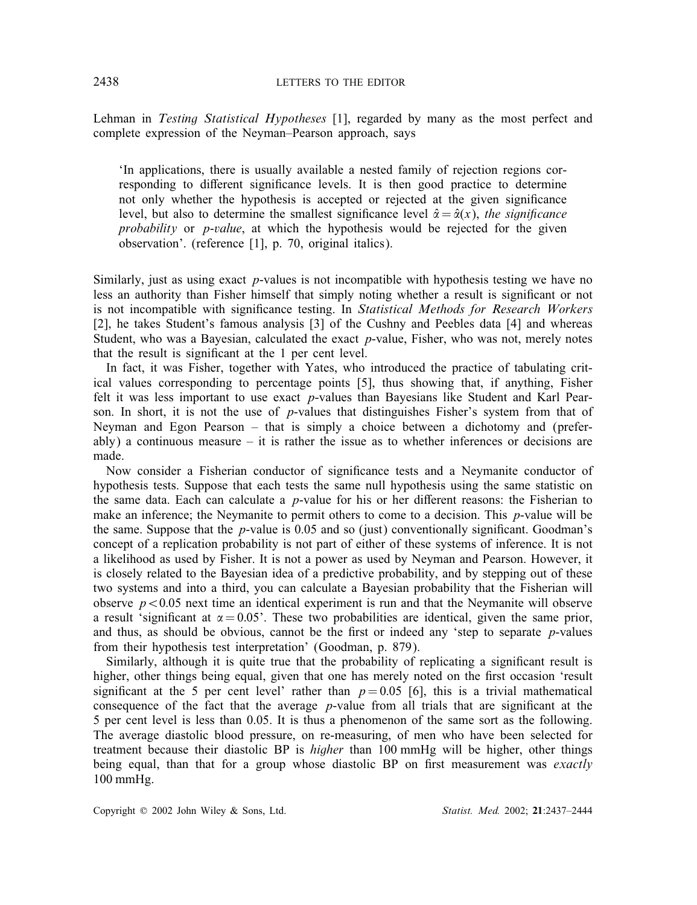Lehman in *Testing Statistical Hypotheses* [1], regarded by many as the most perfect and complete expression of the Neyman–Pearson approach, says

> 'In applications, there is usually available a nested family of rejection regions corresponding to different significance levels. It is then good practice to determine not only whether the hypothesis is accepted or rejected at the given significance level, but also to determine the smallest significance level $\hat{\alpha} = \hat{\alpha}(x)$, *the significance probability* or *p-value*, at which the hypothesis would be rejected for the given observation'. (reference [1], p. 70, original italics).

Similarly, just as using exact $p$-values is not incompatible with hypothesis testing we have no less an authority than Fisher himself that simply noting whether a result is significant or not is not incompatible with significance testing. In *Statistical Methods for Research Workers* [2], he takes Student's famous analysis [3] of the Cushny and Peebles data [4] and whereas Student, who was a Bayesian, calculated the exact $p$-value, Fisher, who was not, merely notes that the result is significant at the 1 per cent level.

In fact, it was Fisher, together with Yates, who introduced the practice of tabulating critical values corresponding to percentage points [5], thus showing that, if anything, Fisher felt it was less important to use exact $p$-values than Bayesians like Student and Karl Pearson. In short, it is not the use of $p$-values that distinguishes Fisher's system from that of Neyman and Egon Pearson – that is simply a choice between a dichotomy and (preferably) a continuous measure – it is rather the issue as to whether inferences or decisions are made.

Now consider a Fisherian conductor of significance tests and a Neymanite conductor of hypothesis tests. Suppose that each tests the same null hypothesis using the same statistic on the same data. Each can calculate a $p$-value for his or her different reasons: the Fisherian to make an inference; the Neymanite to permit others to come to a decision. This $p$-value will be the same. Suppose that the $p$-value is 0.05 and so (just) conventionally significant. Goodman's concept of a replication probability is not part of either of these systems of inference. It is not a likelihood as used by Fisher. It is not a power as used by Neyman and Pearson. However, it is closely related to the Bayesian idea of a predictive probability, and by stepping out of these two systems and into a third, you can calculate a Bayesian probability that the Fisherian will observe $p < 0.05$ next time an identical experiment is run and that the Neymanite will observe a result 'significant at $\alpha = 0.05$'. These two probabilities are identical, given the same prior, and thus, as should be obvious, cannot be the first or indeed any 'step to separate $p$-values from their hypothesis test interpretation' (Goodman, p. 879).

Similarly, although it is quite true that the probability of replicating a significant result is higher, other things being equal, given that one has merely noted on the first occasion 'result significant at the 5 per cent level' rather than $p = 0.05$ [6], this is a trivial mathematical consequence of the fact that the average $p$-value from all trials that are significant at the 5 per cent level is less than 0.05. It is thus a phenomenon of the same sort as the following. The average diastolic blood pressure, on re-measuring, of men who have been selected for treatment because their diastolic BP is *higher* than 100 mmHg will be higher, other things being equal, than that for a group whose diastolic BP on first measurement was *exactly* 100 mmHg.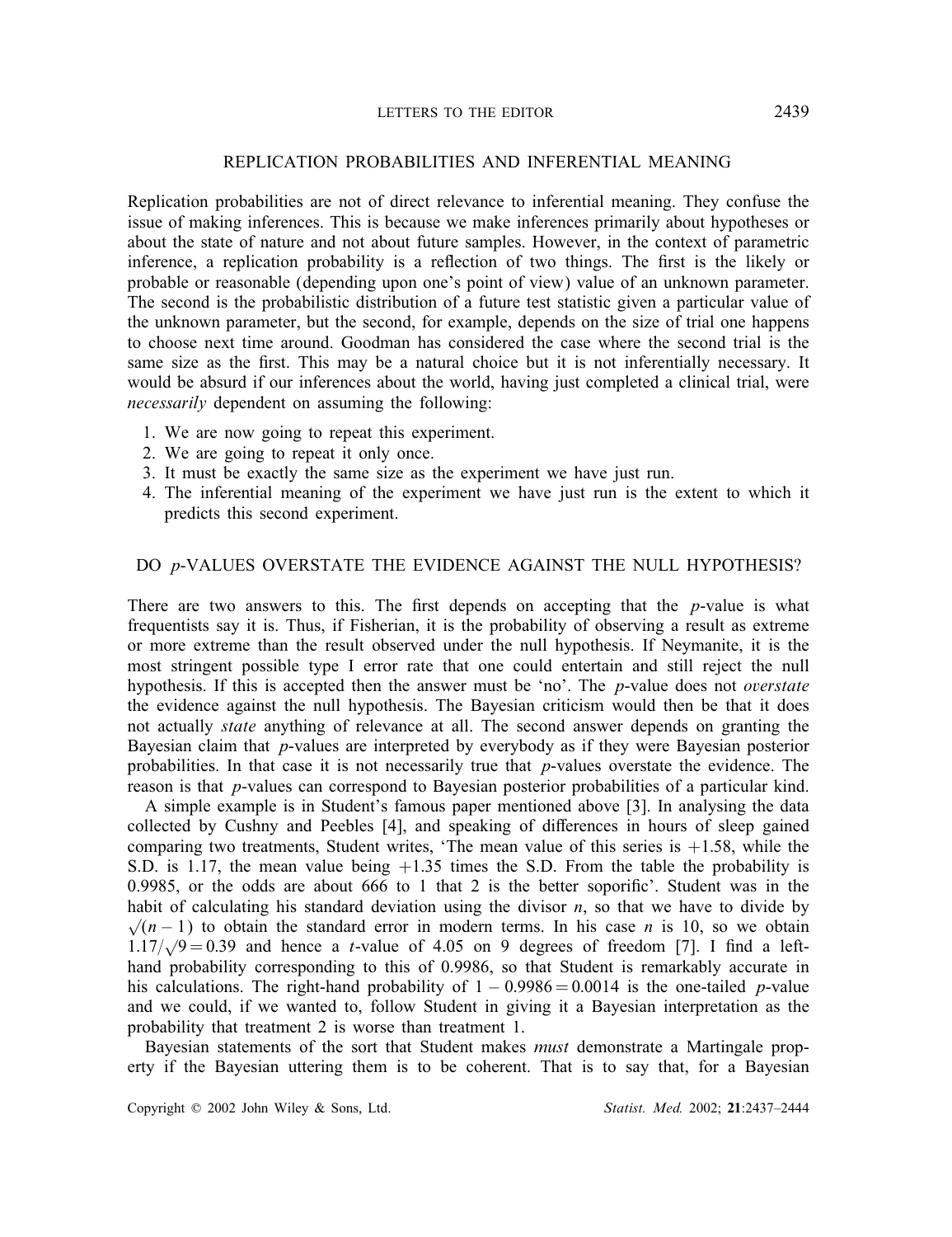## REPLICATION PROBABILITIES AND INFERENTIAL MEANING

Replication probabilities are not of direct relevance to inferential meaning. They confuse the issue of making inferences. This is because we make inferences primarily about hypotheses or about the state of nature and not about future samples. However, in the context of parametric inference, a replication probability is a reflection of two things. The first is the likely or probable or reasonable (depending upon one's point of view) value of an unknown parameter. The second is the probabilistic distribution of a future test statistic given a particular value of the unknown parameter, but the second, for example, depends on the size of trial one happens to choose next time around. Goodman has considered the case where the second trial is the same size as the first. This may be a natural choice but it is not inferentially necessary. It would be absurd if our inferences about the world, having just completed a clinical trial, were *necessarily* dependent on assuming the following:

1. We are now going to repeat this experiment.
2. We are going to repeat it only once.
3. It must be exactly the same size as the experiment we have just run.
4. The inferential meaning of the experiment we have just run is the extent to which it predicts this second experiment.

## DO $p$-VALUES OVERSTATE THE EVIDENCE AGAINST THE NULL HYPOTHESIS?

There are two answers to this. The first depends on accepting that the $p$-value is what frequentists say it is. Thus, if Fisherian, it is the probability of observing a result as extreme or more extreme than the result observed under the null hypothesis. If Neymanite, it is the most stringent possible type I error rate that one could entertain and still reject the null hypothesis. If this is accepted then the answer must be 'no'. The $p$-value does not *overstate* the evidence against the null hypothesis. The Bayesian criticism would then be that it does not actually *state* anything of relevance at all. The second answer depends on granting the Bayesian claim that $p$-values are interpreted by everybody as if they were Bayesian posterior probabilities. In that case it is not necessarily true that $p$-values overstate the evidence. The reason is that $p$-values can correspond to Bayesian posterior probabilities of a particular kind.

A simple example is in Student's famous paper mentioned above [3]. In analysing the data collected by Cushny and Peebles [4], and speaking of differences in hours of sleep gained comparing two treatments, Student writes, 'The mean value of this series is +1.58, while the S.D. is 1.17, the mean value being +1.35 times the S.D. From the table the probability is 0.9985, or the odds are about 666 to 1 that 2 is the better soporific'. Student was in the habit of calculating his standard deviation using the divisor $n$, so that we have to divide by $\sqrt{(n-1)}$ to obtain the standard error in modern terms. In his case $n$ is 10, so we obtain $1.17/\sqrt{9} = 0.39$ and hence a $t$-value of 4.05 on 9 degrees of freedom [7]. I find a left-hand probability corresponding to this of 0.9986, so that Student is remarkably accurate in his calculations. The right-hand probability of $1 - 0.9986 = 0.0014$ is the one-tailed $p$-value and we could, if we wanted to, follow Student in giving it a Bayesian interpretation as the probability that treatment 2 is worse than treatment 1.

Bayesian statements of the sort that Student makes *must* demonstrate a Martingale property if the Bayesian uttering them is to be coherent. That is to say that, for a Bayesian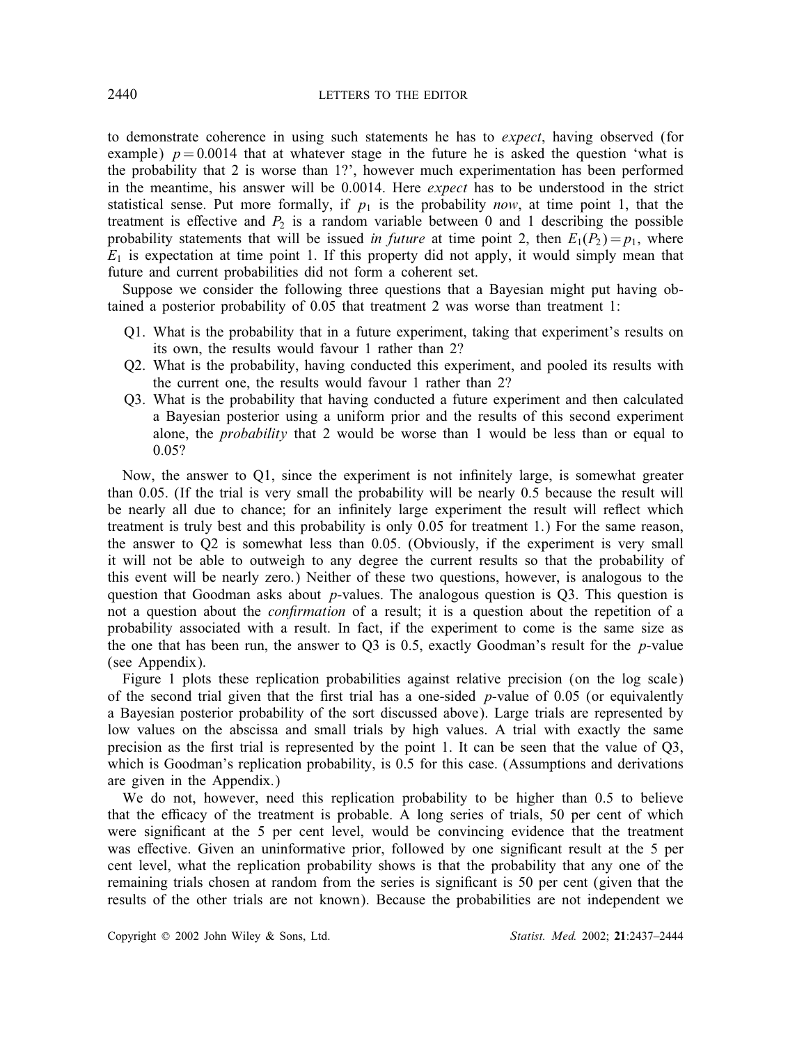to demonstrate coherence in using such statements he has to *expect*, having observed (for example) $p = 0.0014$ that at whatever stage in the future he is asked the question 'what is the probability that 2 is worse than 1?', however much experimentation has been performed in the meantime, his answer will be 0.0014. Here *expect* has to be understood in the strict statistical sense. Put more formally, if $p_1$ is the probability *now*, at time point 1, that the treatment is effective and $P_2$ is a random variable between 0 and 1 describing the possible probability statements that will be issued *in future* at time point 2, then $E_1(P_2) = p_1$, where $E_1$ is expectation at time point 1. If this property did not apply, it would simply mean that future and current probabilities did not form a coherent set.

Suppose we consider the following three questions that a Bayesian might put having obtained a posterior probability of 0.05 that treatment 2 was worse than treatment 1:

- Q1. What is the probability that in a future experiment, taking that experiment's results on its own, the results would favour 1 rather than 2?
- Q2. What is the probability, having conducted this experiment, and pooled its results with the current one, the results would favour 1 rather than 2?
- Q3. What is the probability that having conducted a future experiment and then calculated a Bayesian posterior using a uniform prior and the results of this second experiment alone, the *probability* that 2 would be worse than 1 would be less than or equal to 0.05?

Now, the answer to Q1, since the experiment is not infinitely large, is somewhat greater than 0.05. (If the trial is very small the probability will be nearly 0.5 because the result will be nearly all due to chance; for an infinitely large experiment the result will reflect which treatment is truly best and this probability is only 0.05 for treatment 1.) For the same reason, the answer to Q2 is somewhat less than 0.05. (Obviously, if the experiment is very small it will not be able to outweigh to any degree the current results so that the probability of this event will be nearly zero.) Neither of these two questions, however, is analogous to the question that Goodman asks about $p$-values. The analogous question is Q3. This question is not a question about the *confirmation* of a result; it is a question about the repetition of a probability associated with a result. In fact, if the experiment to come is the same size as the one that has been run, the answer to Q3 is 0.5, exactly Goodman's result for the $p$-value (see Appendix).

Figure 1 plots these replication probabilities against relative precision (on the log scale) of the second trial given that the first trial has a one-sided $p$-value of 0.05 (or equivalently a Bayesian posterior probability of the sort discussed above). Large trials are represented by low values on the abscissa and small trials by high values. A trial with exactly the same precision as the first trial is represented by the point 1. It can be seen that the value of Q3, which is Goodman's replication probability, is 0.5 for this case. (Assumptions and derivations are given in the Appendix.)

We do not, however, need this replication probability to be higher than 0.5 to believe that the efficacy of the treatment is probable. A long series of trials, 50 per cent of which were significant at the 5 per cent level, would be convincing evidence that the treatment was effective. Given an uninformative prior, followed by one significant result at the 5 per cent level, what the replication probability shows is that the probability that any one of the remaining trials chosen at random from the series is significant is 50 per cent (given that the results of the other trials are not known). Because the probabilities are not independent we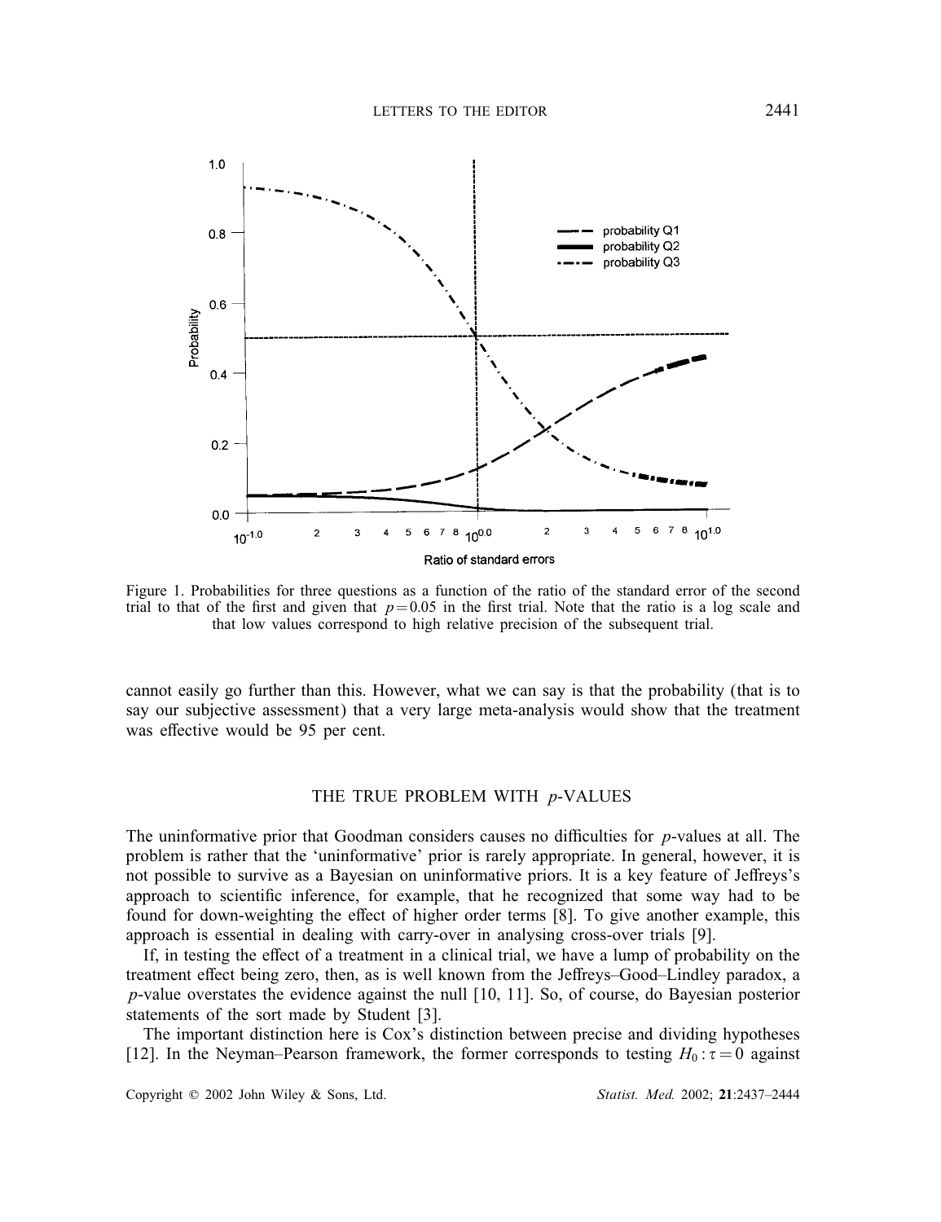Figure 1. Probabilities for three questions as a function of the ratio of the standard error of the second trial to that of the first and given that $p = 0.05$ in the first trial. Note that the ratio is a log scale and that low values correspond to high relative precision of the subsequent trial.

cannot easily go further than this. However, what we can say is that the probability (that is to say our subjective assessment) that a very large meta-analysis would show that the treatment was effective would be 95 per cent.

## THE TRUE PROBLEM WITH *p*-VALUES

The uninformative prior that Goodman considers causes no difficulties for *p*-values at all. The problem is rather that the 'uninformative' prior is rarely appropriate. In general, however, it is not possible to survive as a Bayesian on uninformative priors. It is a key feature of Jeffreys's approach to scientific inference, for example, that he recognized that some way had to be found for down-weighting the effect of higher order terms [8]. To give another example, this approach is essential in dealing with carry-over in analysing cross-over trials [9].

If, in testing the effect of a treatment in a clinical trial, we have a lump of probability on the treatment effect being zero, then, as is well known from the Jeffreys–Good–Lindley paradox, a *p*-value overstates the evidence against the null [10, 11]. So, of course, do Bayesian posterior statements of the sort made by Student [3].

The important distinction here is Cox's distinction between precise and dividing hypotheses [12]. In the Neyman–Pearson framework, the former corresponds to testing $H_0: \tau = 0$ against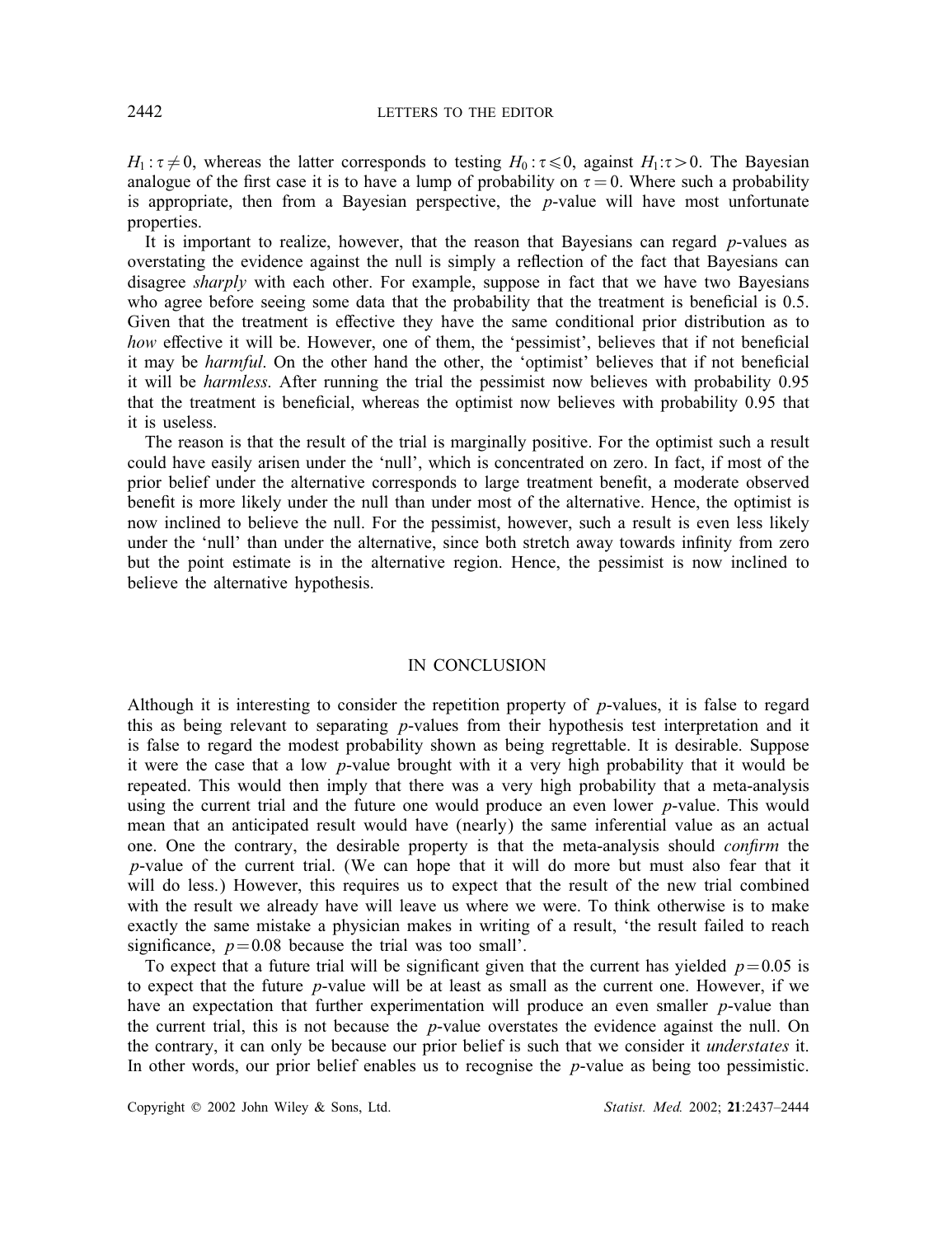$H_1: \tau \neq 0$, whereas the latter corresponds to testing $H_0: \tau \leqslant 0$, against $H_1: \tau > 0$. The Bayesian analogue of the first case it is to have a lump of probability on $\tau = 0$. Where such a probability is appropriate, then from a Bayesian perspective, the $p$-value will have most unfortunate properties.

It is important to realize, however, that the reason that Bayesians can regard $p$-values as overstating the evidence against the null is simply a reflection of the fact that Bayesians can disagree *sharply* with each other. For example, suppose in fact that we have two Bayesians who agree before seeing some data that the probability that the treatment is beneficial is 0.5. Given that the treatment is effective they have the same conditional prior distribution as to *how* effective it will be. However, one of them, the 'pessimist', believes that if not beneficial it may be *harmful*. On the other hand the other, the 'optimist' believes that if not beneficial it will be *harmless*. After running the trial the pessimist now believes with probability 0.95 that the treatment is beneficial, whereas the optimist now believes with probability 0.95 that it is useless.

The reason is that the result of the trial is marginally positive. For the optimist such a result could have easily arisen under the 'null', which is concentrated on zero. In fact, if most of the prior belief under the alternative corresponds to large treatment benefit, a moderate observed benefit is more likely under the null than under most of the alternative. Hence, the optimist is now inclined to believe the null. For the pessimist, however, such a result is even less likely under the 'null' than under the alternative, since both stretch away towards infinity from zero but the point estimate is in the alternative region. Hence, the pessimist is now inclined to believe the alternative hypothesis.

## IN CONCLUSION

Although it is interesting to consider the repetition property of $p$-values, it is false to regard this as being relevant to separating $p$-values from their hypothesis test interpretation and it is false to regard the modest probability shown as being regrettable. It is desirable. Suppose it were the case that a low $p$-value brought with it a very high probability that it would be repeated. This would then imply that there was a very high probability that a meta-analysis using the current trial and the future one would produce an even lower $p$-value. This would mean that an anticipated result would have (nearly) the same inferential value as an actual one. One the contrary, the desirable property is that the meta-analysis should *confirm* the $p$-value of the current trial. (We can hope that it will do more but must also fear that it will do less.) However, this requires us to expect that the result of the new trial combined with the result we already have will leave us where we were. To think otherwise is to make exactly the same mistake a physician makes in writing of a result, 'the result failed to reach significance, $p = 0.08$ because the trial was too small'.

To expect that a future trial will be significant given that the current has yielded $p = 0.05$ is to expect that the future $p$-value will be at least as small as the current one. However, if we have an expectation that further experimentation will produce an even smaller $p$-value than the current trial, this is not because the $p$-value overstates the evidence against the null. On the contrary, it can only be because our prior belief is such that we consider it *understates* it. In other words, our prior belief enables us to recognise the $p$-value as being too pessimistic.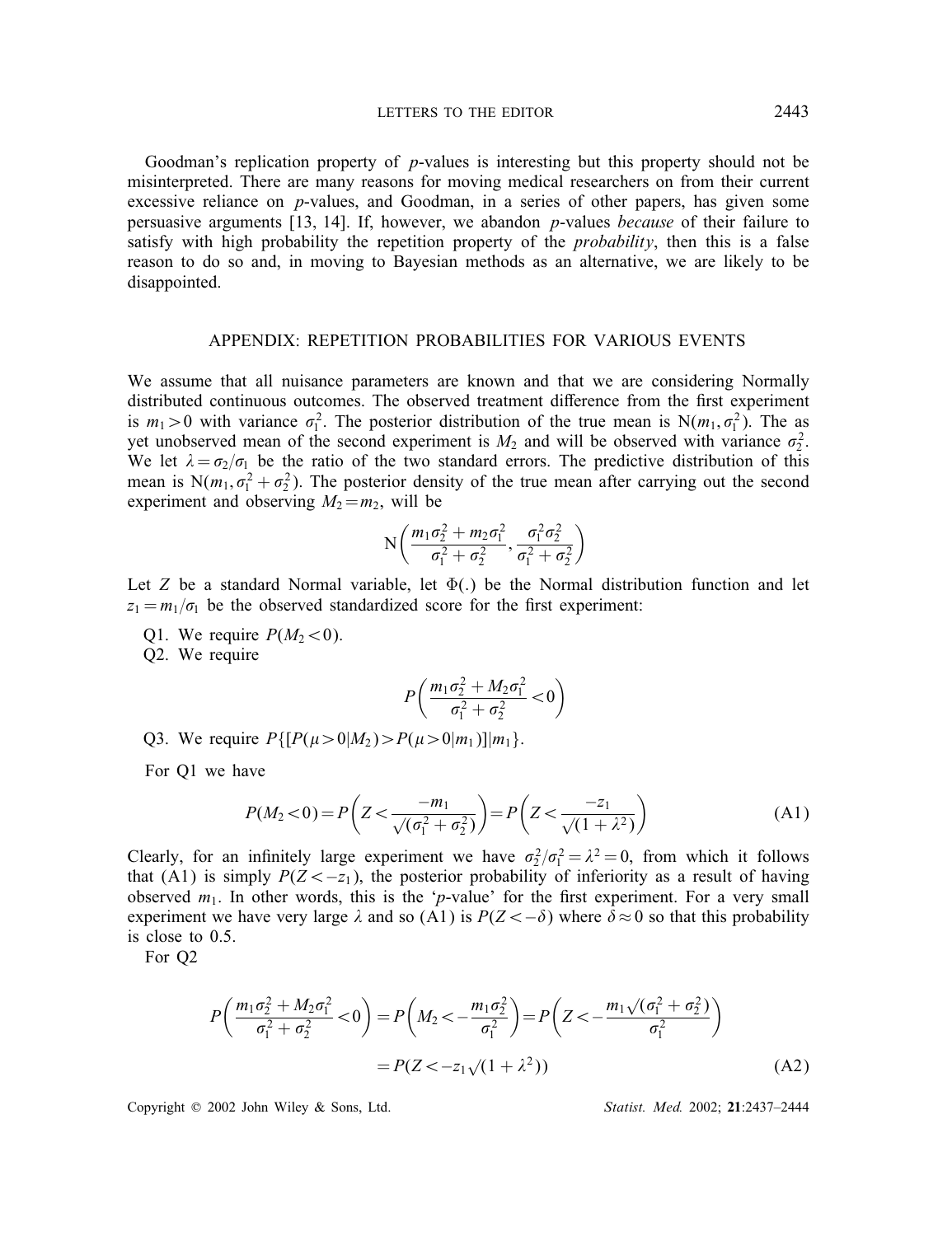Goodman's replication property of *p*-values is interesting but this property should not be misinterpreted. There are many reasons for moving medical researchers on from their current excessive reliance on *p*-values, and Goodman, in a series of other papers, has given some persuasive arguments [13, 14]. If, however, we abandon *p*-values *because* of their failure to satisfy with high probability the repetition property of the *probability*, then this is a false reason to do so and, in moving to Bayesian methods as an alternative, we are likely to be disappointed.

## APPENDIX: REPETITION PROBABILITIES FOR VARIOUS EVENTS

We assume that all nuisance parameters are known and that we are considering Normally distributed continuous outcomes. The observed treatment difference from the first experiment is $m_1 > 0$ with variance $\sigma_1^2$. The posterior distribution of the true mean is $\mathrm{N}(m_1, \sigma_1^2)$. The as yet unobserved mean of the second experiment is $M_2$ and will be observed with variance $\sigma_2^2$. We let $\lambda = \sigma_2/\sigma_1$ be the ratio of the two standard errors. The predictive distribution of this mean is $\mathrm{N}(m_1, \sigma_1^2 + \sigma_2^2)$. The posterior density of the true mean after carrying out the second experiment and observing $M_2 = m_2$, will be

$$\mathrm{N}\left(\frac{m_1\sigma_2^2 + m_2\sigma_1^2}{\sigma_1^2 + \sigma_2^2}, \frac{\sigma_1^2\sigma_2^2}{\sigma_1^2 + \sigma_2^2}\right)$$

Let $Z$ be a standard Normal variable, let $\Phi(.)$ be the Normal distribution function and let $z_1 = m_1/\sigma_1$ be the observed standardized score for the first experiment:

Q1. We require $P(M_2 < 0)$.

Q2. We require

$$P\left(\frac{m_1\sigma_2^2 + M_2\sigma_1^2}{\sigma_1^2 + \sigma_2^2} < 0\right)$$

Q3. We require $P\{[P(\mu > 0|M_2) > P(\mu > 0|m_1)]|m_1\}$.

For Q1 we have

$$P(M_2 < 0) = P\left(Z < \frac{-m_1}{\sqrt{(\sigma_1^2 + \sigma_2^2)}}\right) = P\left(Z < \frac{-z_1}{\sqrt{(1 + \lambda^2)}}\right) \tag{A1}$$

Clearly, for an infinitely large experiment we have $\sigma_2^2/\sigma_1^2 = \lambda^2 = 0$, from which it follows that (A1) is simply $P(Z < -z_1)$, the posterior probability of inferiority as a result of having observed $m_1$. In other words, this is the '*p*-value' for the first experiment. For a very small experiment we have very large $\lambda$ and so (A1) is $P(Z < -\delta)$ where $\delta \approx 0$ so that this probability is close to 0.5.

For Q2

$$P\left(\frac{m_1\sigma_2^2 + M_2\sigma_1^2}{\sigma_1^2 + \sigma_2^2} < 0\right) = P\left(M_2 < -\frac{m_1\sigma_2^2}{\sigma_1^2}\right) = P\left(Z < -\frac{m_1\sqrt{(\sigma_1^2 + \sigma_2^2)}}{\sigma_1^2}\right)$$

$$= P(Z < -z_1\sqrt{(1 + \lambda^2)}) \tag{A2}$$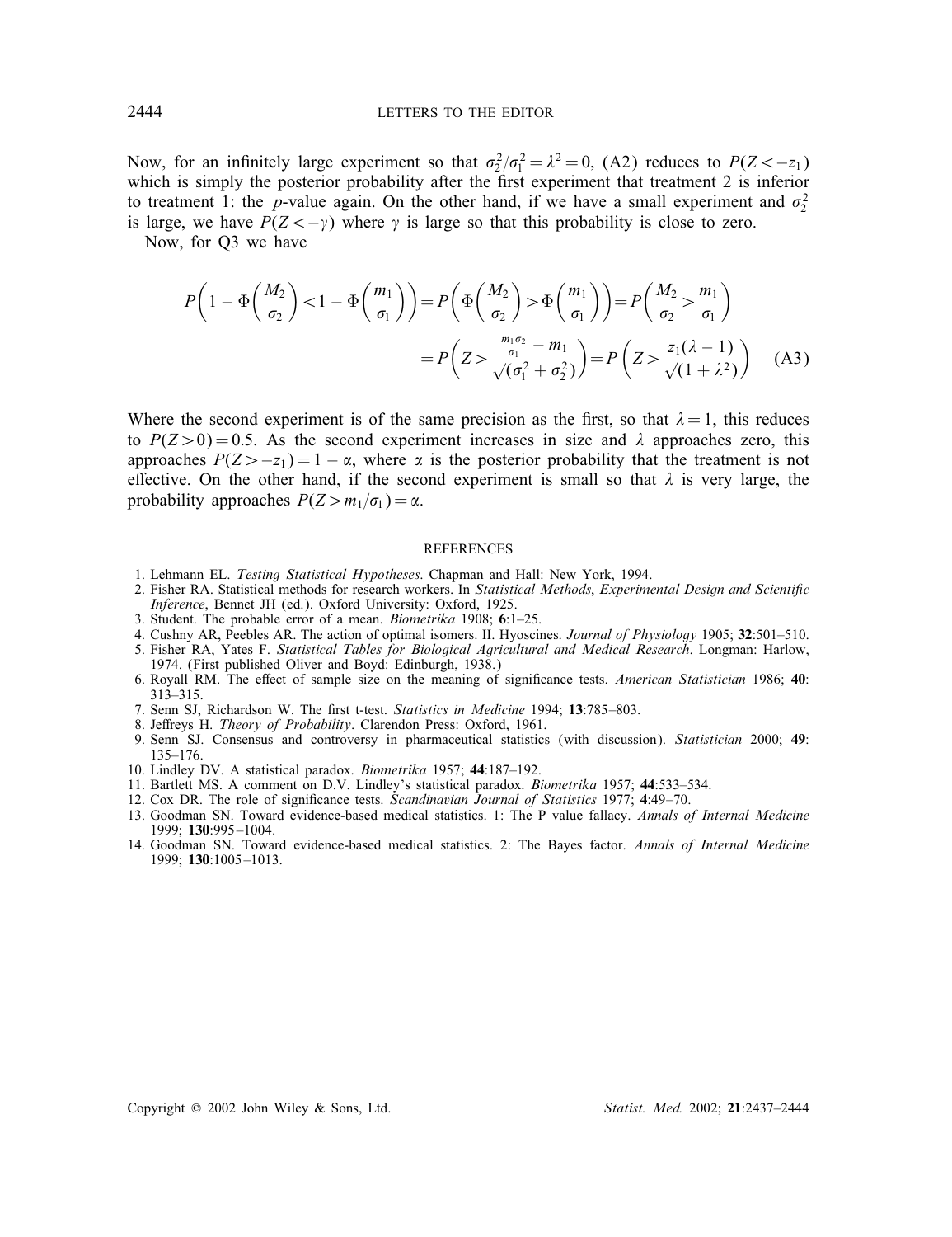Now, for an infinitely large experiment so that $\sigma_2^2/\sigma_1^2 = \lambda^2 = 0$, (A2) reduces to $P(Z < -z_1)$ which is simply the posterior probability after the first experiment that treatment 2 is inferior to treatment 1: the $p$-value again. On the other hand, if we have a small experiment and $\sigma_2^2$ is large, we have $P(Z < -\gamma)$ where $\gamma$ is large so that this probability is close to zero.

Now, for Q3 we have

$$P\left(1 - \Phi\left(\frac{M_2}{\sigma_2}\right) < 1 - \Phi\left(\frac{m_1}{\sigma_1}\right)\right) = P\left(\Phi\left(\frac{M_2}{\sigma_2}\right) > \Phi\left(\frac{m_1}{\sigma_1}\right)\right) = P\left(\frac{M_2}{\sigma_2} > \frac{m_1}{\sigma_1}\right)$$

$$= P\left(Z > \frac{\frac{m_1\sigma_2}{\sigma_1} - m_1}{\sqrt{(\sigma_1^2 + \sigma_2^2)}}\right) = P\left(Z > \frac{z_1(\lambda - 1)}{\sqrt{(1 + \lambda^2)}}\right) \quad \text{(A3)}$$

Where the second experiment is of the same precision as the first, so that $\lambda = 1$, this reduces to $P(Z > 0) = 0.5$. As the second experiment increases in size and $\lambda$ approaches zero, this approaches $P(Z > -z_1) = 1 - \alpha$, where $\alpha$ is the posterior probability that the treatment is not effective. On the other hand, if the second experiment is small so that $\lambda$ is very large, the probability approaches $P(Z > m_1/\sigma_1) = \alpha$.

## REFERENCES

1. Lehmann EL. *Testing Statistical Hypotheses.* Chapman and Hall: New York, 1994.
2. Fisher RA. Statistical methods for research workers. In *Statistical Methods, Experimental Design and Scientific Inference*, Bennet JH (ed.). Oxford University: Oxford, 1925.
3. Student. The probable error of a mean. *Biometrika* 1908; **6**:1–25.
4. Cushny AR, Peebles AR. The action of optimal isomers. II. Hyoscines. *Journal of Physiology* 1905; **32**:501–510.
5. Fisher RA, Yates F. *Statistical Tables for Biological Agricultural and Medical Research*. Longman: Harlow, 1974. (First published Oliver and Boyd: Edinburgh, 1938.)
6. Royall RM. The effect of sample size on the meaning of significance tests. *American Statistician* 1986; **40**: 313–315.
7. Senn SJ, Richardson W. The first t-test. *Statistics in Medicine* 1994; **13**:785–803.
8. Jeffreys H. *Theory of Probability*. Clarendon Press: Oxford, 1961.
9. Senn SJ. Consensus and controversy in pharmaceutical statistics (with discussion). *Statistician* 2000; **49**: 135–176.
10. Lindley DV. A statistical paradox. *Biometrika* 1957; **44**:187–192.
11. Bartlett MS. A comment on D.V. Lindley's statistical paradox. *Biometrika* 1957; **44**:533–534.
12. Cox DR. The role of significance tests. *Scandinavian Journal of Statistics* 1977; **4**:49–70.
13. Goodman SN. Toward evidence-based medical statistics. 1: The P value fallacy. *Annals of Internal Medicine* 1999; **130**:995–1004.
14. Goodman SN. Toward evidence-based medical statistics. 2: The Bayes factor. *Annals of Internal Medicine* 1999; **130**:1005–1013.